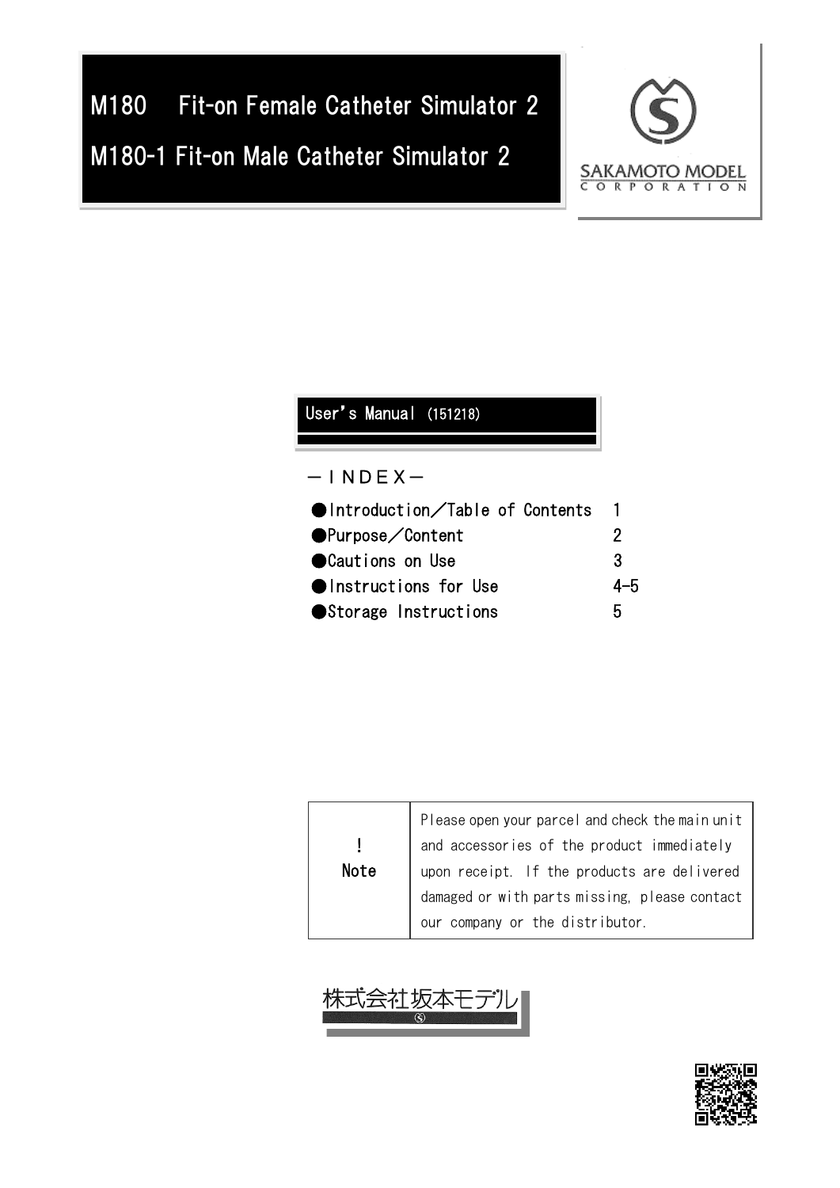# M180　Fit-on Female Catheter Simulator 2

# M180-1 Fit-on Male Catheter Simulator 2

SAKAMOTO MODEL CORPORATION

## User's Manual (151218)

－ＩＮＤＥＸ－

| | |
|---|---|
| ●Introduction／Table of Contents | 1 |
| ●Purpose／Content | 2 |
| ●Cautions on Use | 3 |
| ●Instructions for Use | 4-5 |
| ●Storage Instructions | 5 |

| | |
|---|---|
| ! Note | Please open your parcel and check the main unit and accessories of the product immediately upon receipt. If the products are delivered damaged or with parts missing, please contact our company or the distributor. |

株式会社坂本モデル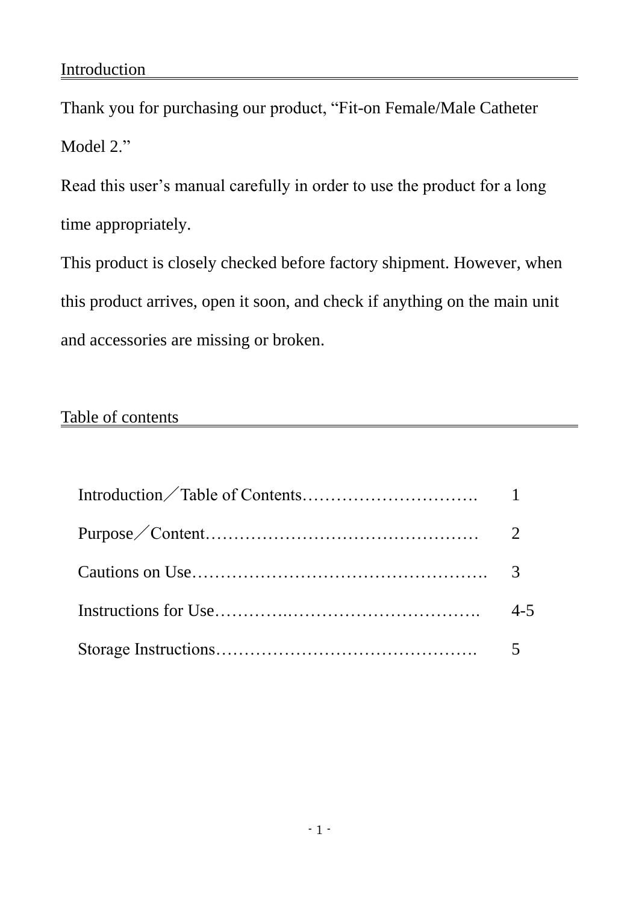## Introduction

Thank you for purchasing our product, “Fit-on Female/Male Catheter Model 2.”

Read this user’s manual carefully in order to use the product for a long time appropriately.

This product is closely checked before factory shipment. However, when this product arrives, open it soon, and check if anything on the main unit and accessories are missing or broken.

## Table of contents

| | |
|---|---|
| Introduction／Table of Contents…………………………. | 1 |
| Purpose／Content………………………………………… | 2 |
| Cautions on Use……………………………………………. | 3 |
| Instructions for Use………….……………………………. | 4-5 |
| Storage Instructions………………………………………. | 5 |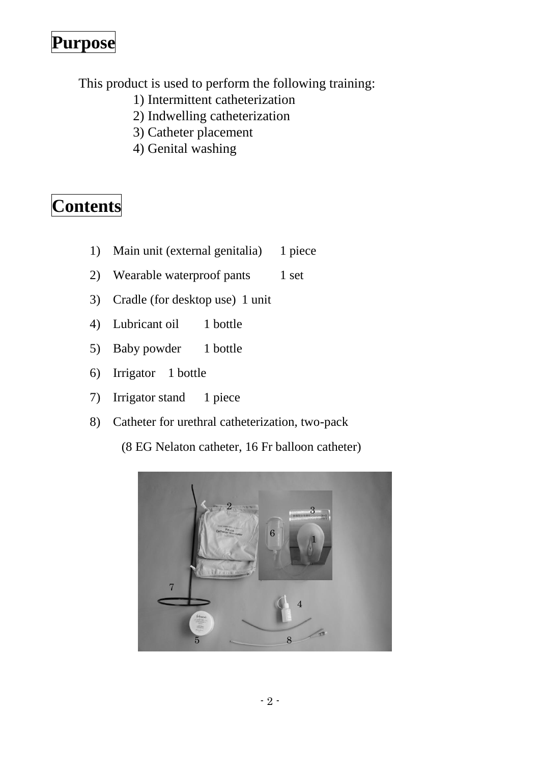# Purpose

This product is used to perform the following training:

1) Intermittent catheterization
2) Indwelling catheterization
3) Catheter placement
4) Genital washing

# Contents

1) Main unit (external genitalia)  1 piece
2) Wearable waterproof pants  1 set
3) Cradle (for desktop use)  1 unit
4) Lubricant oil  1 bottle
5) Baby powder  1 bottle
6) Irrigator  1 bottle
7) Irrigator stand  1 piece
8) Catheter for urethral catheterization, two-pack

   (8 EG Nelaton catheter, 16 Fr balloon catheter)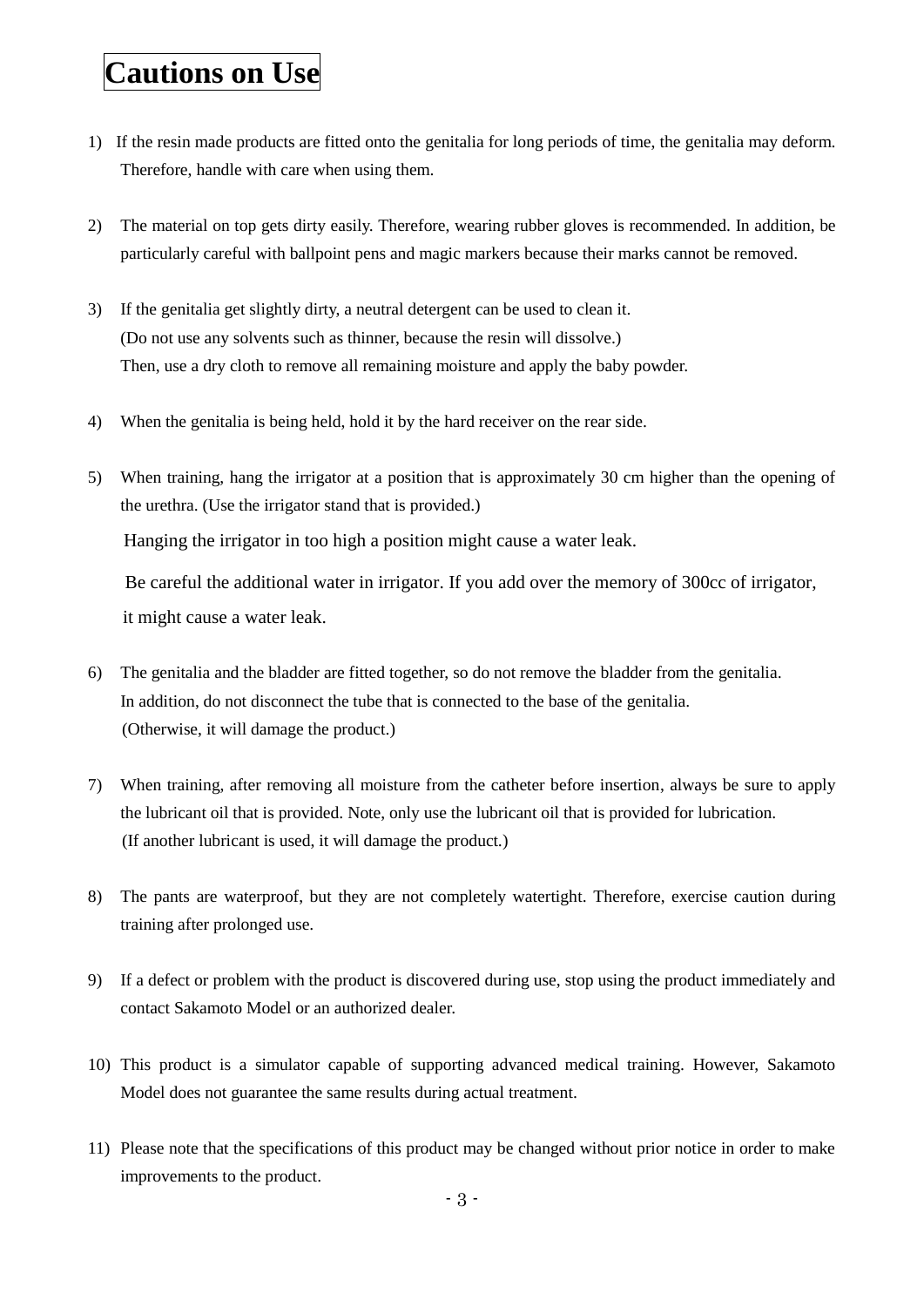# Cautions on Use

1) If the resin made products are fitted onto the genitalia for long periods of time, the genitalia may deform. Therefore, handle with care when using them.

2) The material on top gets dirty easily. Therefore, wearing rubber gloves is recommended. In addition, be particularly careful with ballpoint pens and magic markers because their marks cannot be removed.

3) If the genitalia get slightly dirty, a neutral detergent can be used to clean it.
(Do not use any solvents such as thinner, because the resin will dissolve.)
Then, use a dry cloth to remove all remaining moisture and apply the baby powder.

4) When the genitalia is being held, hold it by the hard receiver on the rear side.

5) When training, hang the irrigator at a position that is approximately 30 cm higher than the opening of the urethra. (Use the irrigator stand that is provided.)
Hanging the irrigator in too high a position might cause a water leak.
Be careful the additional water in irrigator. If you add over the memory of 300cc of irrigator, it might cause a water leak.

6) The genitalia and the bladder are fitted together, so do not remove the bladder from the genitalia.
In addition, do not disconnect the tube that is connected to the base of the genitalia.
(Otherwise, it will damage the product.)

7) When training, after removing all moisture from the catheter before insertion, always be sure to apply the lubricant oil that is provided. Note, only use the lubricant oil that is provided for lubrication.
(If another lubricant is used, it will damage the product.)

8) The pants are waterproof, but they are not completely watertight. Therefore, exercise caution during training after prolonged use.

9) If a defect or problem with the product is discovered during use, stop using the product immediately and contact Sakamoto Model or an authorized dealer.

10) This product is a simulator capable of supporting advanced medical training. However, Sakamoto Model does not guarantee the same results during actual treatment.

11) Please note that the specifications of this product may be changed without prior notice in order to make improvements to the product.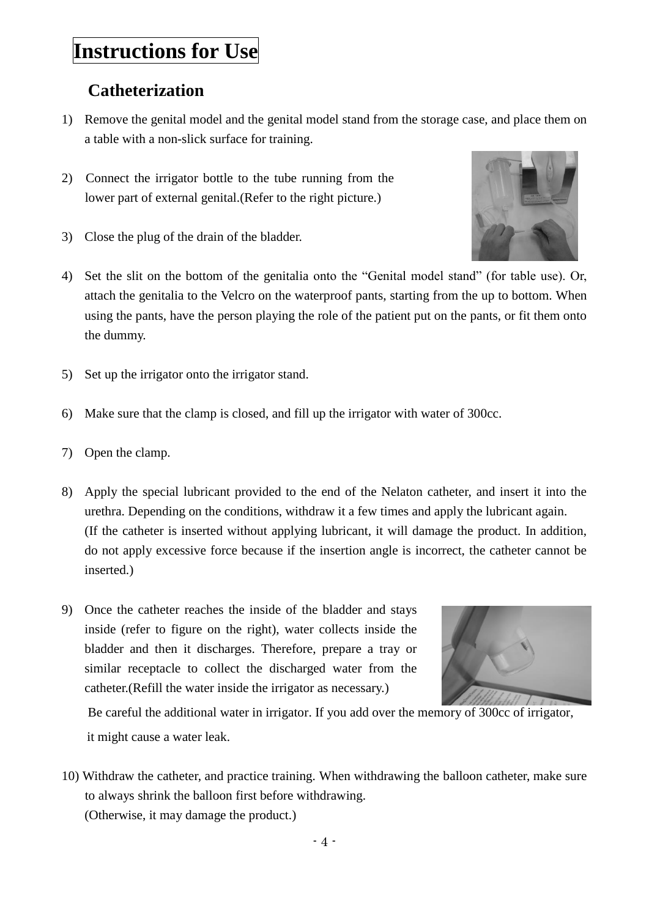# Instructions for Use

## Catheterization

1) Remove the genital model and the genital model stand from the storage case, and place them on a table with a non-slick surface for training.

2) Connect the irrigator bottle to the tube running from the lower part of external genital.(Refer to the right picture.)

3) Close the plug of the drain of the bladder.

4) Set the slit on the bottom of the genitalia onto the “Genital model stand” (for table use). Or, attach the genitalia to the Velcro on the waterproof pants, starting from the up to bottom. When using the pants, have the person playing the role of the patient put on the pants, or fit them onto the dummy.

5) Set up the irrigator onto the irrigator stand.

6) Make sure that the clamp is closed, and fill up the irrigator with water of 300cc.

7) Open the clamp.

8) Apply the special lubricant provided to the end of the Nelaton catheter, and insert it into the urethra. Depending on the conditions, withdraw it a few times and apply the lubricant again.
   (If the catheter is inserted without applying lubricant, it will damage the product. In addition, do not apply excessive force because if the insertion angle is incorrect, the catheter cannot be inserted.)

9) Once the catheter reaches the inside of the bladder and stays inside (refer to figure on the right), water collects inside the bladder and then it discharges. Therefore, prepare a tray or similar receptacle to collect the discharged water from the catheter.(Refill the water inside the irrigator as necessary.)
   Be careful the additional water in irrigator. If you add over the memory of 300cc of irrigator, it might cause a water leak.

10) Withdraw the catheter, and practice training. When withdrawing the balloon catheter, make sure to always shrink the balloon first before withdrawing.
    (Otherwise, it may damage the product.)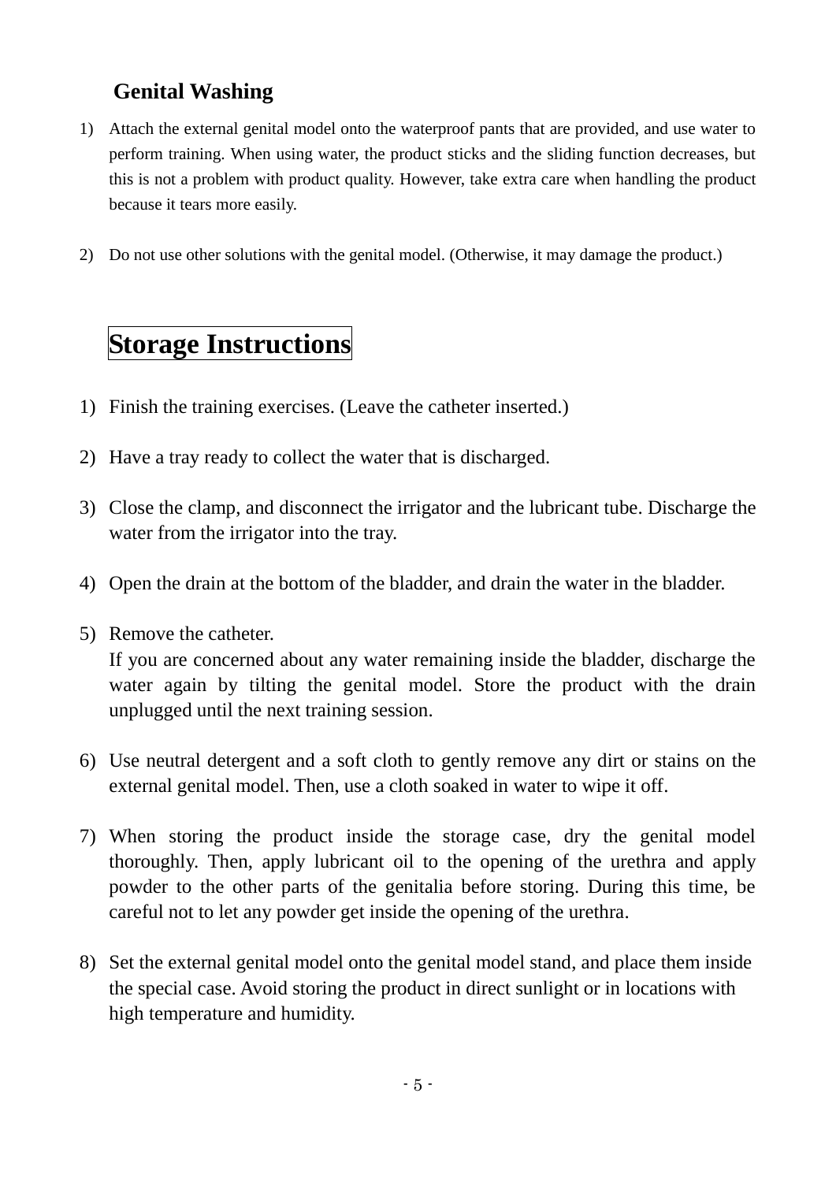## Genital Washing

1) Attach the external genital model onto the waterproof pants that are provided, and use water to perform training. When using water, the product sticks and the sliding function decreases, but this is not a problem with product quality. However, take extra care when handling the product because it tears more easily.

2) Do not use other solutions with the genital model. (Otherwise, it may damage the product.)

## Storage Instructions

1) Finish the training exercises. (Leave the catheter inserted.)

2) Have a tray ready to collect the water that is discharged.

3) Close the clamp, and disconnect the irrigator and the lubricant tube. Discharge the water from the irrigator into the tray.

4) Open the drain at the bottom of the bladder, and drain the water in the bladder.

5) Remove the catheter.
   If you are concerned about any water remaining inside the bladder, discharge the water again by tilting the genital model. Store the product with the drain unplugged until the next training session.

6) Use neutral detergent and a soft cloth to gently remove any dirt or stains on the external genital model. Then, use a cloth soaked in water to wipe it off.

7) When storing the product inside the storage case, dry the genital model thoroughly. Then, apply lubricant oil to the opening of the urethra and apply powder to the other parts of the genitalia before storing. During this time, be careful not to let any powder get inside the opening of the urethra.

8) Set the external genital model onto the genital model stand, and place them inside the special case. Avoid storing the product in direct sunlight or in locations with high temperature and humidity.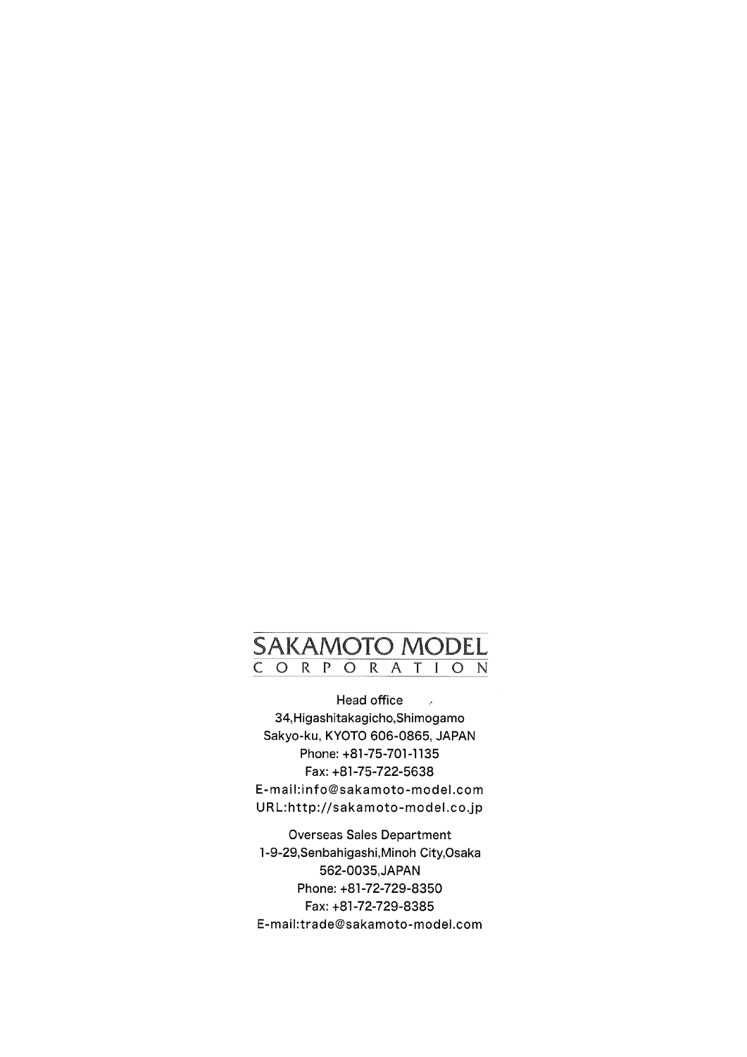# SAKAMOTO MODEL
CORPORATION

Head office
34,Higashitakagicho,Shimogamo
Sakyo-ku, KYOTO 606-0865, JAPAN
Phone: +81-75-701-1135
Fax: +81-75-722-5638
E-mail:info@sakamoto-model.com
URL:http://sakamoto-model.co.jp

Overseas Sales Department
1-9-29,Senbahigashi,Minoh City,Osaka
562-0035,JAPAN
Phone: +81-72-729-8350
Fax: +81-72-729-8385
E-mail:trade@sakamoto-model.com